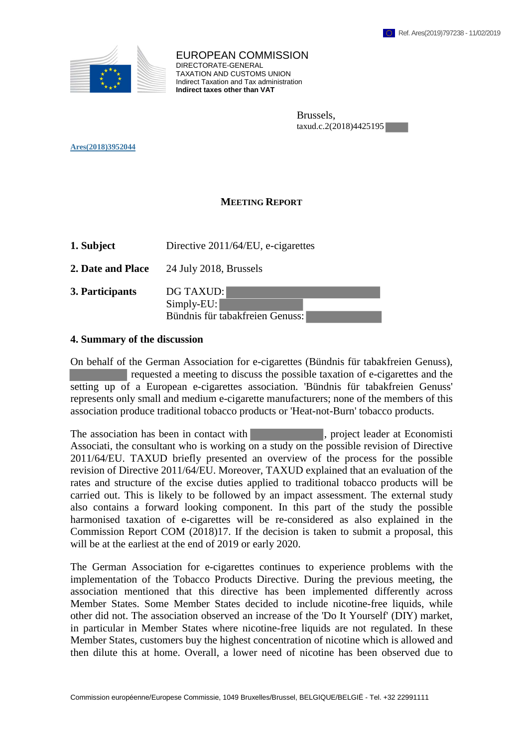Ref. Ares(2019)797238 - 11/02/2019

EUROPEAN COMMISSION
DIRECTORATE-GENERAL
TAXATION AND CUSTOMS UNION
Indirect Taxation and Tax administration
**Indirect taxes other than VAT**

Brussels,
taxud.c.2(2018)4425195

Ares(2018)3952044

# MEETING REPORT

**1. Subject** Directive 2011/64/EU, e-cigarettes

**2. Date and Place** 24 July 2018, Brussels

**3. Participants** DG TAXUD:
Simply-EU:
Bündnis für tabakfreien Genuss:

## 4. Summary of the discussion

On behalf of the German Association for e-cigarettes (Bündnis für tabakfreien Genuss), requested a meeting to discuss the possible taxation of e-cigarettes and the setting up of a European e-cigarettes association. 'Bündnis für tabakfreien Genuss' represents only small and medium e-cigarette manufacturers; none of the members of this association produce traditional tobacco products or 'Heat-not-Burn' tobacco products.

The association has been in contact with , project leader at Economisti Associati, the consultant who is working on a study on the possible revision of Directive 2011/64/EU. TAXUD briefly presented an overview of the process for the possible revision of Directive 2011/64/EU. Moreover, TAXUD explained that an evaluation of the rates and structure of the excise duties applied to traditional tobacco products will be carried out. This is likely to be followed by an impact assessment. The external study also contains a forward looking component. In this part of the study the possible harmonised taxation of e-cigarettes will be re-considered as also explained in the Commission Report COM (2018)17. If the decision is taken to submit a proposal, this will be at the earliest at the end of 2019 or early 2020.

The German Association for e-cigarettes continues to experience problems with the implementation of the Tobacco Products Directive. During the previous meeting, the association mentioned that this directive has been implemented differently across Member States. Some Member States decided to include nicotine-free liquids, while other did not. The association observed an increase of the 'Do It Yourself' (DIY) market, in particular in Member States where nicotine-free liquids are not regulated. In these Member States, customers buy the highest concentration of nicotine which is allowed and then dilute this at home. Overall, a lower need of nicotine has been observed due to

Commission européenne/Europese Commissie, 1049 Bruxelles/Brussel, BELGIQUE/BELGIË - Tel. +32 22991111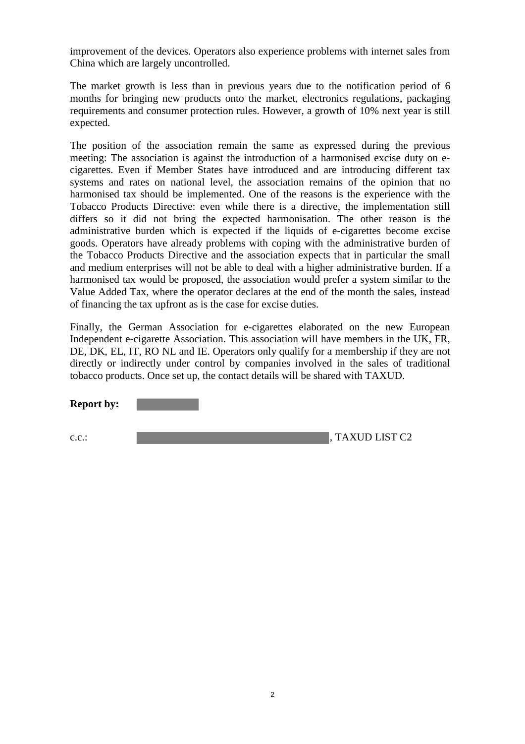improvement of the devices. Operators also experience problems with internet sales from China which are largely uncontrolled.

The market growth is less than in previous years due to the notification period of 6 months for bringing new products onto the market, electronics regulations, packaging requirements and consumer protection rules. However, a growth of 10% next year is still expected.

The position of the association remain the same as expressed during the previous meeting: The association is against the introduction of a harmonised excise duty on e-cigarettes. Even if Member States have introduced and are introducing different tax systems and rates on national level, the association remains of the opinion that no harmonised tax should be implemented. One of the reasons is the experience with the Tobacco Products Directive: even while there is a directive, the implementation still differs so it did not bring the expected harmonisation. The other reason is the administrative burden which is expected if the liquids of e-cigarettes become excise goods. Operators have already problems with coping with the administrative burden of the Tobacco Products Directive and the association expects that in particular the small and medium enterprises will not be able to deal with a higher administrative burden. If a harmonised tax would be proposed, the association would prefer a system similar to the Value Added Tax, where the operator declares at the end of the month the sales, instead of financing the tax upfront as is the case for excise duties.

Finally, the German Association for e-cigarettes elaborated on the new European Independent e-cigarette Association. This association will have members in the UK, FR, DE, DK, EL, IT, RO NL and IE. Operators only qualify for a membership if they are not directly or indirectly under control by companies involved in the sales of traditional tobacco products. Once set up, the contact details will be shared with TAXUD.

**Report by:** [redacted]

c.c.: [redacted], TAXUD LIST C2